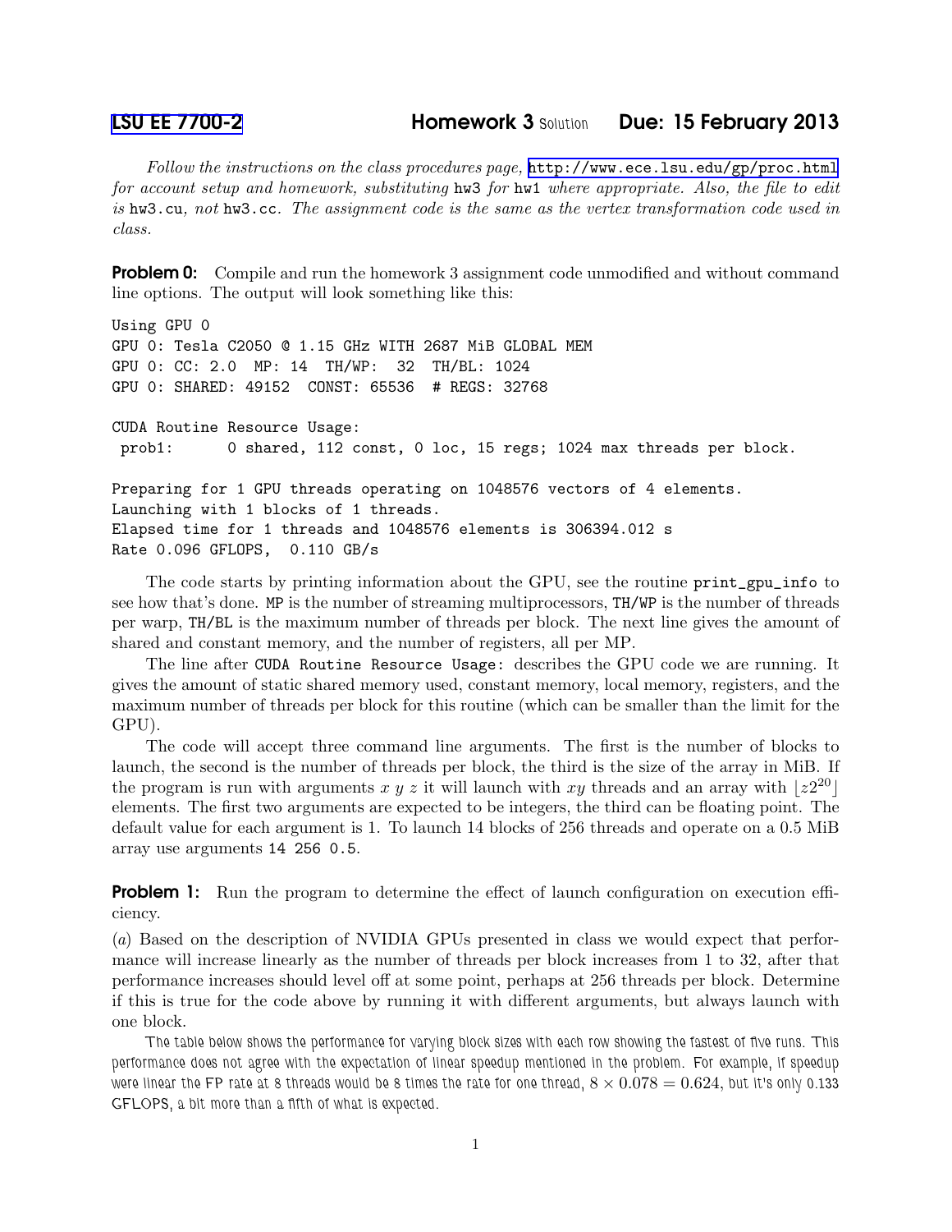LSU EE 7700-2 **Homework 3** Solution **Due: 15 February 2013**

*Follow the instructions on the class procedures page,* http://www.ece.lsu.edu/gp/proc.html *for account setup and homework, substituting* hw3 *for* hw1 *where appropriate. Also, the file to edit is* hw3.cu*, not* hw3.cc*. The assignment code is the same as the vertex transformation code used in class.*

**Problem 0:** Compile and run the homework 3 assignment code unmodified and without command line options. The output will look something like this:

```
Using GPU 0
GPU 0: Tesla C2050 @ 1.15 GHz WITH 2687 MiB GLOBAL MEM
GPU 0: CC: 2.0  MP: 14  TH/WP:  32  TH/BL: 1024
GPU 0: SHARED: 49152  CONST: 65536  # REGS: 32768

CUDA Routine Resource Usage:
 prob1:      0 shared, 112 const, 0 loc, 15 regs; 1024 max threads per block.

Preparing for 1 GPU threads operating on 1048576 vectors of 4 elements.
Launching with 1 blocks of 1 threads.
Elapsed time for 1 threads and 1048576 elements is 306394.012 s
Rate 0.096 GFLOPS,  0.110 GB/s
```

The code starts by printing information about the GPU, see the routine print_gpu_info to see how that's done. MP is the number of streaming multiprocessors, TH/WP is the number of threads per warp, TH/BL is the maximum number of threads per block. The next line gives the amount of shared and constant memory, and the number of registers, all per MP.

The line after CUDA Routine Resource Usage: describes the GPU code we are running. It gives the amount of static shared memory used, constant memory, local memory, registers, and the maximum number of threads per block for this routine (which can be smaller than the limit for the GPU).

The code will accept three command line arguments. The first is the number of blocks to launch, the second is the number of threads per block, the third is the size of the array in MiB. If the program is run with arguments $x$ $y$ $z$ it will launch with $xy$ threads and an array with $\lfloor z2^{20} \rfloor$ elements. The first two arguments are expected to be integers, the third can be floating point. The default value for each argument is 1. To launch 14 blocks of 256 threads and operate on a 0.5 MiB array use arguments 14 256 0.5.

**Problem 1:** Run the program to determine the effect of launch configuration on execution efficiency.

(*a*) Based on the description of NVIDIA GPUs presented in class we would expect that performance will increase linearly as the number of threads per block increases from 1 to 32, after that performance increases should level off at some point, perhaps at 256 threads per block. Determine if this is true for the code above by running it with different arguments, but always launch with one block.

The table below shows the performance for varying block sizes with each row showing the fastest of five runs. This performance does not agree with the expectation of linear speedup mentioned in the problem. For example, if speedup were linear the FP rate at 8 threads would be 8 times the rate for one thread, $8 \times 0.078 = 0.624$, but it's only 0.133 GFLOPS, a bit more than a fifth of what is expected.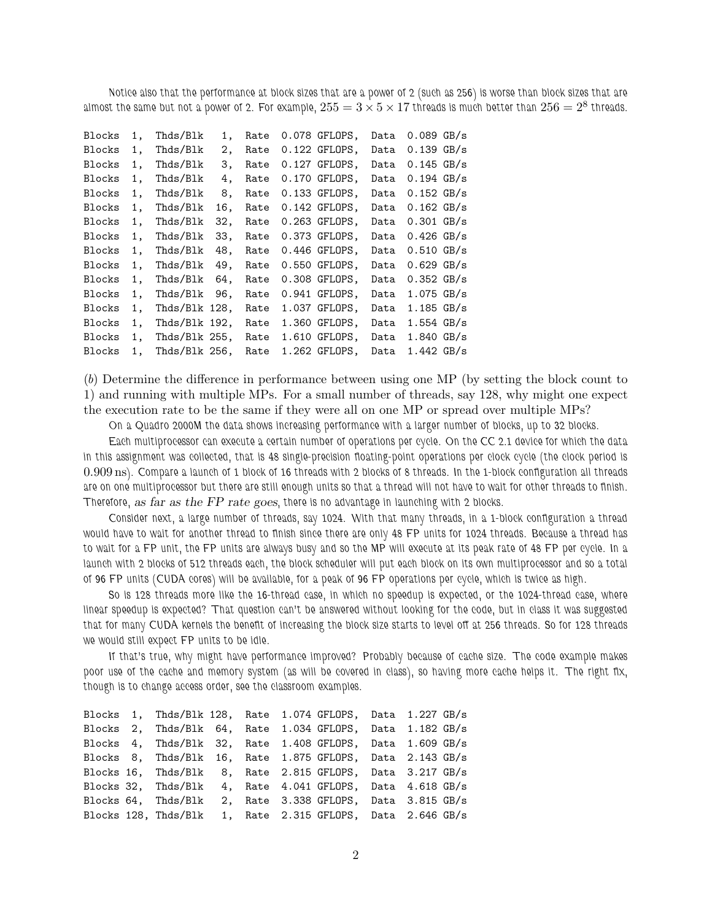Notice also that the performance at block sizes that are a power of 2 (such as 256) is worse than block sizes that are almost the same but not a power of 2. For example, $255 = 3 \times 5 \times 17$ threads is much better than $256 = 2^8$ threads.

```
Blocks  1,  Thds/Blk   1,  Rate  0.078 GFLOPS,  Data  0.089 GB/s
Blocks  1,  Thds/Blk   2,  Rate  0.122 GFLOPS,  Data  0.139 GB/s
Blocks  1,  Thds/Blk   3,  Rate  0.127 GFLOPS,  Data  0.145 GB/s
Blocks  1,  Thds/Blk   4,  Rate  0.170 GFLOPS,  Data  0.194 GB/s
Blocks  1,  Thds/Blk   8,  Rate  0.133 GFLOPS,  Data  0.152 GB/s
Blocks  1,  Thds/Blk  16,  Rate  0.142 GFLOPS,  Data  0.162 GB/s
Blocks  1,  Thds/Blk  32,  Rate  0.263 GFLOPS,  Data  0.301 GB/s
Blocks  1,  Thds/Blk  33,  Rate  0.373 GFLOPS,  Data  0.426 GB/s
Blocks  1,  Thds/Blk  48,  Rate  0.446 GFLOPS,  Data  0.510 GB/s
Blocks  1,  Thds/Blk  49,  Rate  0.550 GFLOPS,  Data  0.629 GB/s
Blocks  1,  Thds/Blk  64,  Rate  0.308 GFLOPS,  Data  0.352 GB/s
Blocks  1,  Thds/Blk  96,  Rate  0.941 GFLOPS,  Data  1.075 GB/s
Blocks  1,  Thds/Blk 128,  Rate  1.037 GFLOPS,  Data  1.185 GB/s
Blocks  1,  Thds/Blk 192,  Rate  1.360 GFLOPS,  Data  1.554 GB/s
Blocks  1,  Thds/Blk 255,  Rate  1.610 GFLOPS,  Data  1.840 GB/s
Blocks  1,  Thds/Blk 256,  Rate  1.262 GFLOPS,  Data  1.442 GB/s
```

(*b*) Determine the difference in performance between using one MP (by setting the block count to 1) and running with multiple MPs. For a small number of threads, say 128, why might one expect the execution rate to be the same if they were all on one MP or spread over multiple MPs?

On a Quadro 2000M the data shows increasing performance with a larger number of blocks, up to 32 blocks.

Each multiprocessor can execute a certain number of operations per cycle. On the CC 2.1 device for which the data in this assignment was collected, that is 48 single-precision floating-point operations per clock cycle (the clock period is $0.909\,\text{ns}$). Compare a launch of 1 block of 16 threads with 2 blocks of 8 threads. In the 1-block configuration all threads are on one multiprocessor but there are still enough units so that a thread will not have to wait for other threads to finish. Therefore, *as far as the FP rate goes*, there is no advantage in launching with 2 blocks.

Consider next, a large number of threads, say 1024. With that many threads, in a 1-block configuration a thread would have to wait for another thread to finish since there are only 48 FP units for 1024 threads. Because a thread has to wait for a FP unit, the FP units are always busy and so the MP will execute at its peak rate of 48 FP per cycle. In a launch with 2 blocks of 512 threads each, the block scheduler will put each block on its own multiprocessor and so a total of 96 FP units (CUDA cores) will be available, for a peak of 96 FP operations per cycle, which is twice as high.

So is 128 threads more like the 16-thread case, in which no speedup is expected, or the 1024-thread case, where linear speedup is expected? That question can't be answered without looking for the code, but in class it was suggested that for many CUDA kernels the benefit of increasing the block size starts to level off at 256 threads. So for 128 threads we would still expect FP units to be idle.

If that's true, why might performance improved? Probably because of cache size. The code example makes poor use of the cache and memory system (as will be covered in class), so having more cache helps it. The right fix, though is to change access order, see the classroom examples.

```
Blocks  1,  Thds/Blk 128,  Rate  1.074 GFLOPS,  Data  1.227 GB/s
Blocks  2,  Thds/Blk  64,  Rate  1.034 GFLOPS,  Data  1.182 GB/s
Blocks  4,  Thds/Blk  32,  Rate  1.408 GFLOPS,  Data  1.609 GB/s
Blocks  8,  Thds/Blk  16,  Rate  1.875 GFLOPS,  Data  2.143 GB/s
Blocks 16,  Thds/Blk   8,  Rate  2.815 GFLOPS,  Data  3.217 GB/s
Blocks 32,  Thds/Blk   4,  Rate  4.041 GFLOPS,  Data  4.618 GB/s
Blocks 64,  Thds/Blk   2,  Rate  3.338 GFLOPS,  Data  3.815 GB/s
Blocks 128, Thds/Blk   1,  Rate  2.315 GFLOPS,  Data  2.646 GB/s
```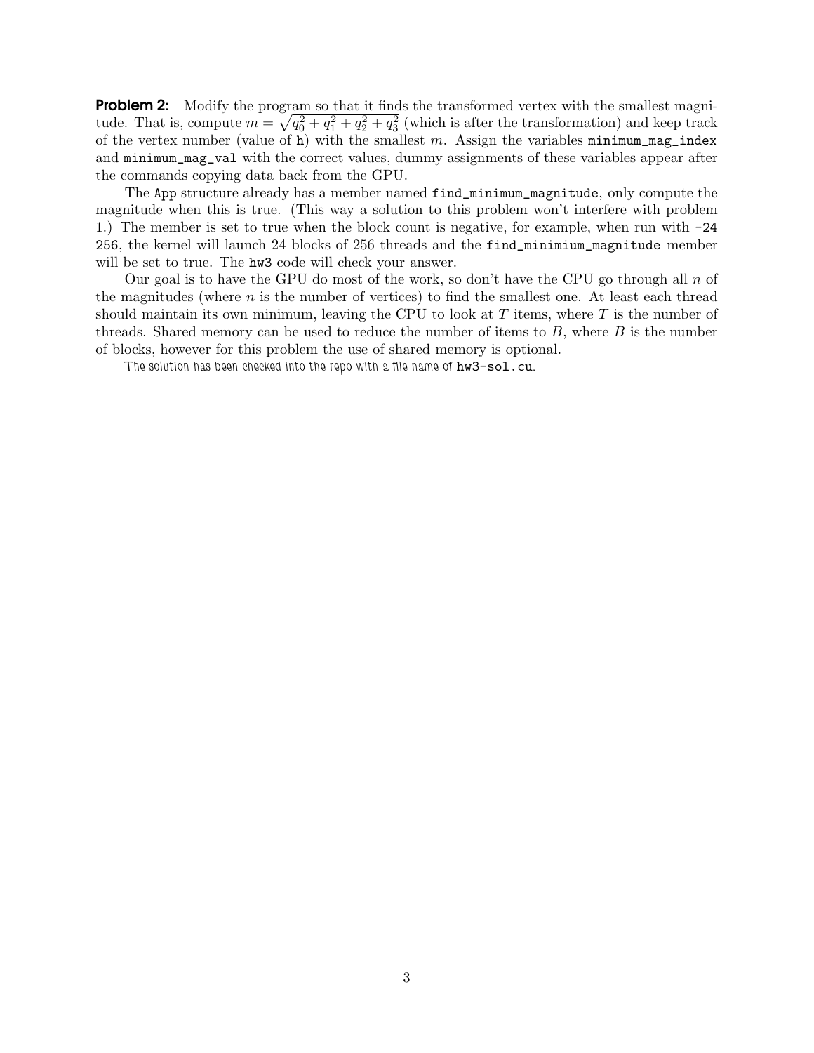**Problem 2:** Modify the program so that it finds the transformed vertex with the smallest magnitude. That is, compute $m = \sqrt{q_0^2 + q_1^2 + q_2^2 + q_3^2}$ (which is after the transformation) and keep track of the vertex number (value of `h`) with the smallest $m$. Assign the variables `minimum_mag_index` and `minimum_mag_val` with the correct values, dummy assignments of these variables appear after the commands copying data back from the GPU.

The `App` structure already has a member named `find_minimum_magnitude`, only compute the magnitude when this is true. (This way a solution to this problem won't interfere with problem 1.) The member is set to true when the block count is negative, for example, when run with `-24 256`, the kernel will launch 24 blocks of 256 threads and the `find_minimium_magnitude` member will be set to true. The `hw3` code will check your answer.

Our goal is to have the GPU do most of the work, so don't have the CPU go through all $n$ of the magnitudes (where $n$ is the number of vertices) to find the smallest one. At least each thread should maintain its own minimum, leaving the CPU to look at $T$ items, where $T$ is the number of threads. Shared memory can be used to reduce the number of items to $B$, where $B$ is the number of blocks, however for this problem the use of shared memory is optional.

*The solution has been checked into the repo with a file name of* `hw3-sol.cu`.